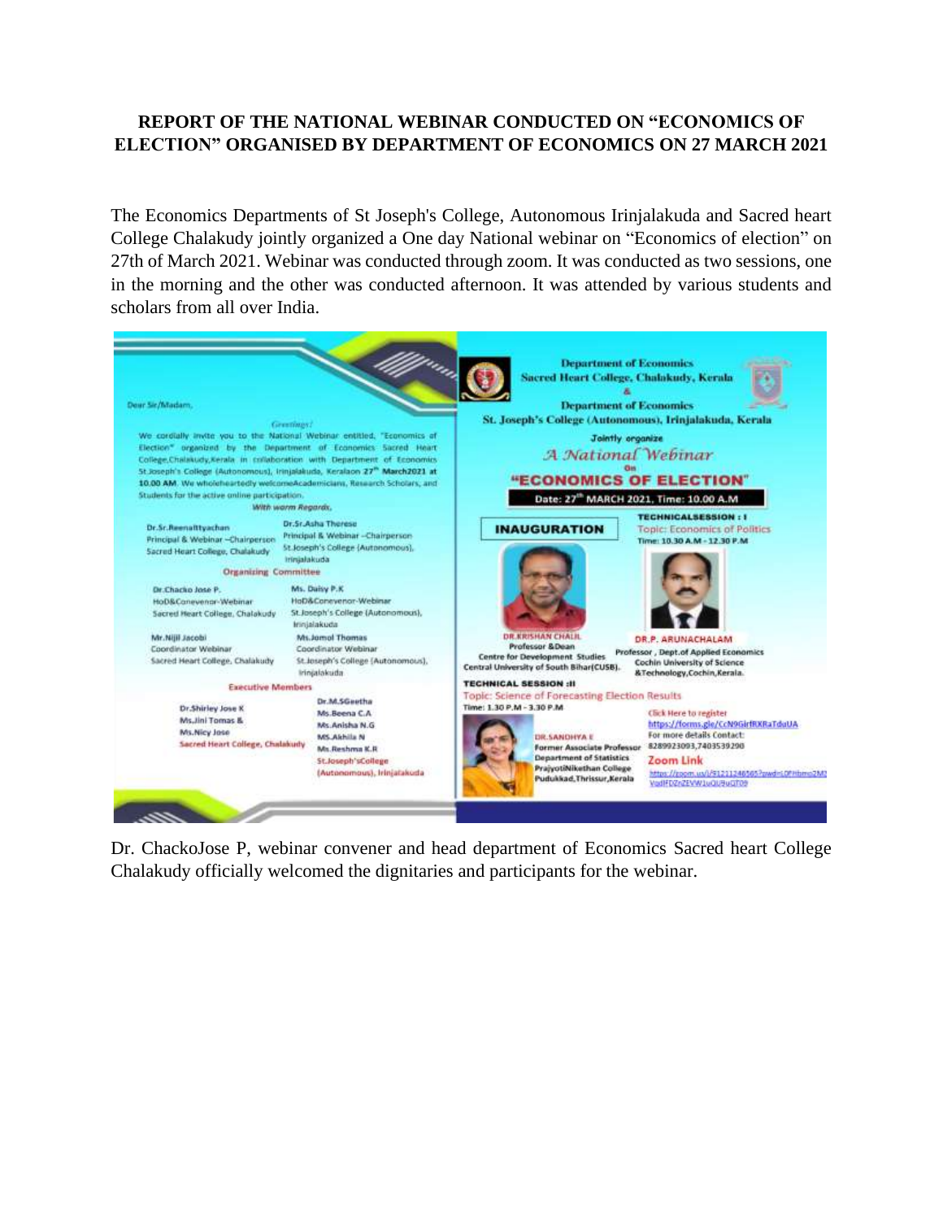**REPORT OF THE NATIONAL WEBINAR CONDUCTED ON "ECONOMICS OF ELECTION" ORGANISED BY DEPARTMENT OF ECONOMICS ON 27 MARCH 2021**

The Economics Departments of St Joseph's College, Autonomous Irinjalakuda and Sacred heart College Chalakudy jointly organized a One day National webinar on "Economics of election" on 27th of March 2021. Webinar was conducted through zoom. It was conducted as two sessions, one in the morning and the other was conducted afternoon. It was attended by various students and scholars from all over India.

Dr. ChackoJose P, webinar convener and head department of Economics Sacred heart College Chalakudy officially welcomed the dignitaries and participants for the webinar.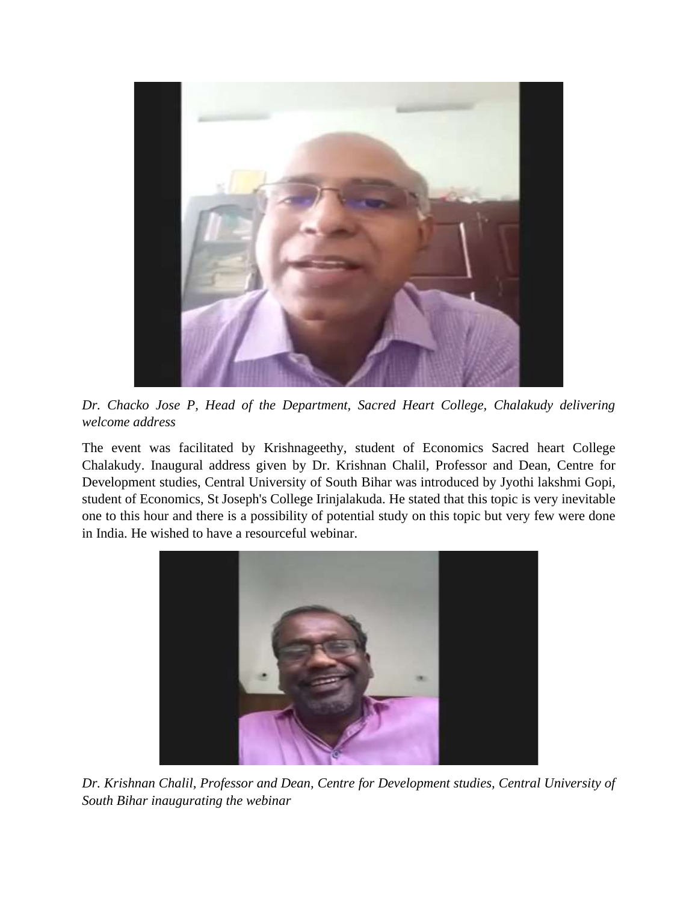*Dr. Chacko Jose P, Head of the Department, Sacred Heart College, Chalakudy delivering welcome address*

The event was facilitated by Krishnageethy, student of Economics Sacred heart College Chalakudy. Inaugural address given by Dr. Krishnan Chalil, Professor and Dean, Centre for Development studies, Central University of South Bihar was introduced by Jyothi lakshmi Gopi, student of Economics, St Joseph's College Irinjalakuda. He stated that this topic is very inevitable one to this hour and there is a possibility of potential study on this topic but very few were done in India. He wished to have a resourceful webinar.

*Dr. Krishnan Chalil, Professor and Dean, Centre for Development studies, Central University of South Bihar inaugurating the webinar*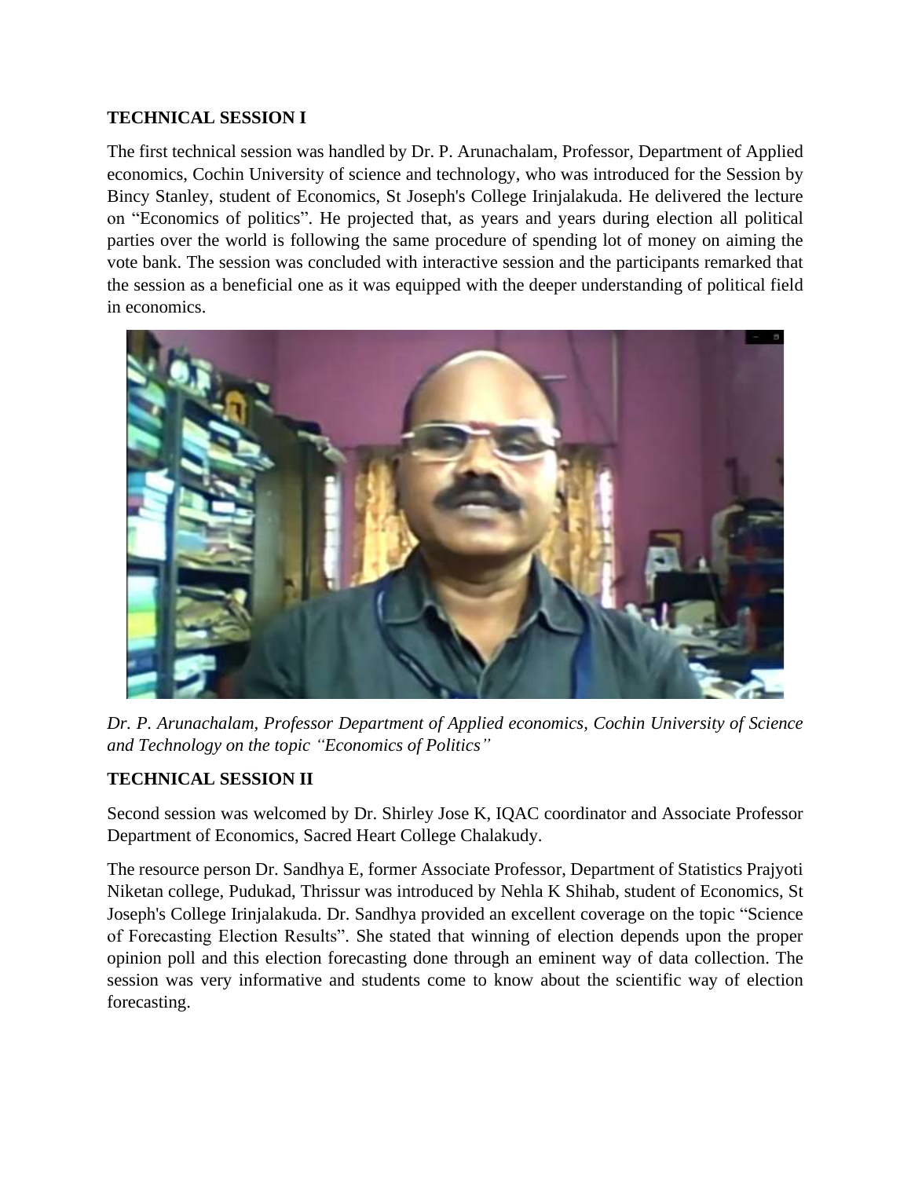**TECHNICAL SESSION I**

The first technical session was handled by Dr. P. Arunachalam, Professor, Department of Applied economics, Cochin University of science and technology, who was introduced for the Session by Bincy Stanley, student of Economics, St Joseph's College Irinjalakuda. He delivered the lecture on "Economics of politics". He projected that, as years and years during election all political parties over the world is following the same procedure of spending lot of money on aiming the vote bank. The session was concluded with interactive session and the participants remarked that the session as a beneficial one as it was equipped with the deeper understanding of political field in economics.

*Dr. P. Arunachalam, Professor Department of Applied economics, Cochin University of Science and Technology on the topic "Economics of Politics"*

**TECHNICAL SESSION II**

Second session was welcomed by Dr. Shirley Jose K, IQAC coordinator and Associate Professor Department of Economics, Sacred Heart College Chalakudy.

The resource person Dr. Sandhya E, former Associate Professor, Department of Statistics Prajyoti Niketan college, Pudukad, Thrissur was introduced by Nehla K Shihab, student of Economics, St Joseph's College Irinjalakuda. Dr. Sandhya provided an excellent coverage on the topic "Science of Forecasting Election Results". She stated that winning of election depends upon the proper opinion poll and this election forecasting done through an eminent way of data collection. The session was very informative and students come to know about the scientific way of election forecasting.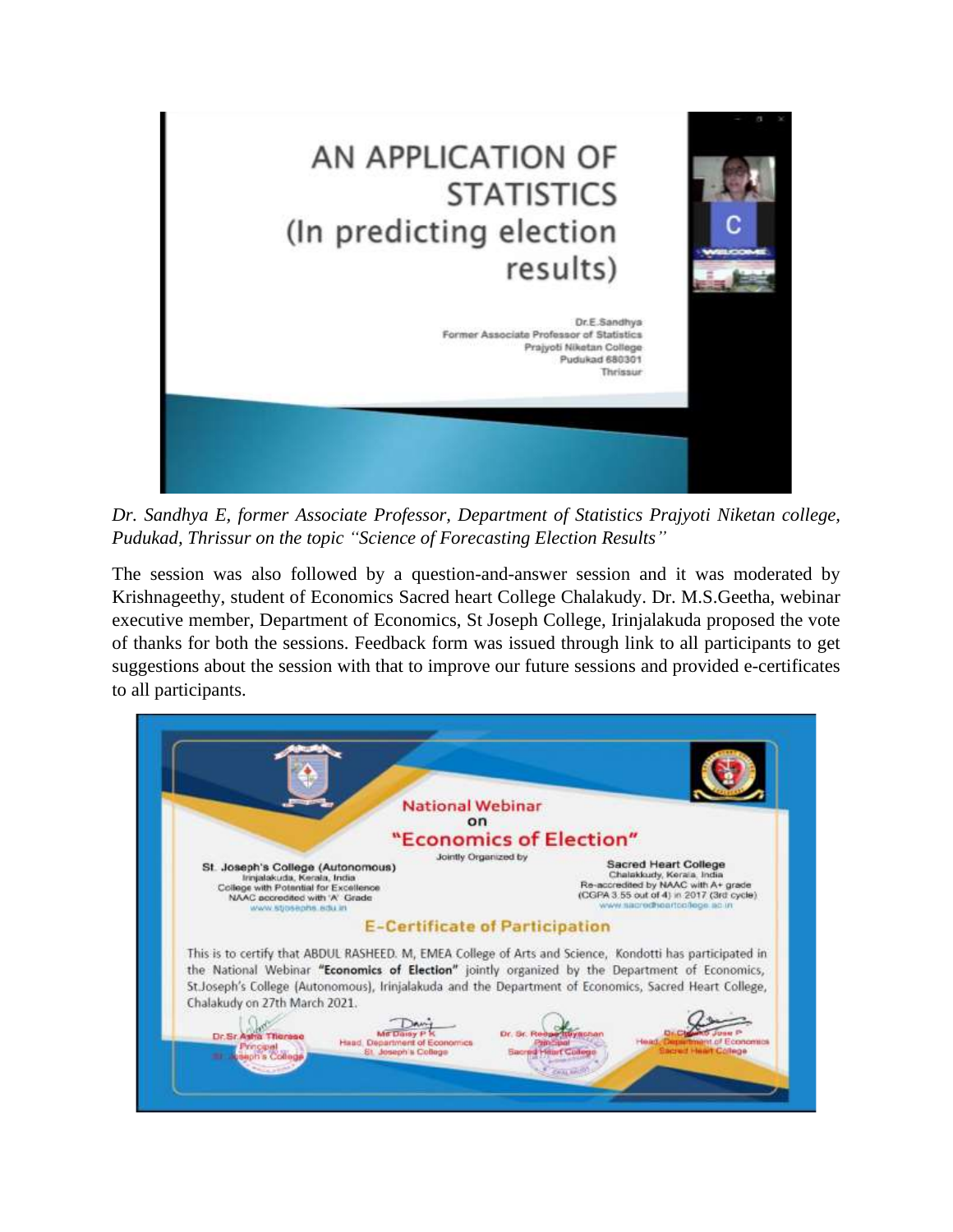*Dr. Sandhya E, former Associate Professor, Department of Statistics Prajyoti Niketan college, Pudukad, Thrissur on the topic "Science of Forecasting Election Results"*

The session was also followed by a question-and-answer session and it was moderated by Krishnageethy, student of Economics Sacred heart College Chalakudy. Dr. M.S.Geetha, webinar executive member, Department of Economics, St Joseph College, Irinjalakuda proposed the vote of thanks for both the sessions. Feedback form was issued through link to all participants to get suggestions about the session with that to improve our future sessions and provided e-certificates to all participants.